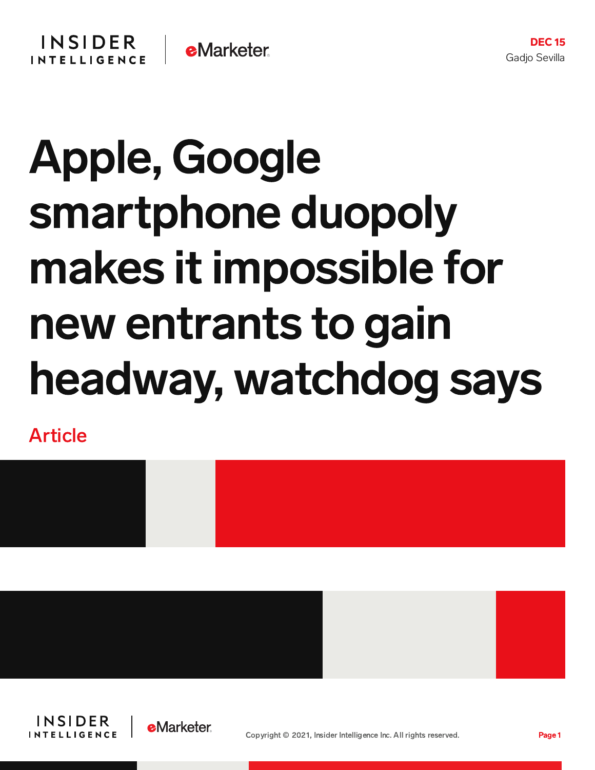DEC 15

Gadjo Sevilla

# Apple, Google smartphone duopoly makes it impossible for new entrants to gain headway, watchdog says

Article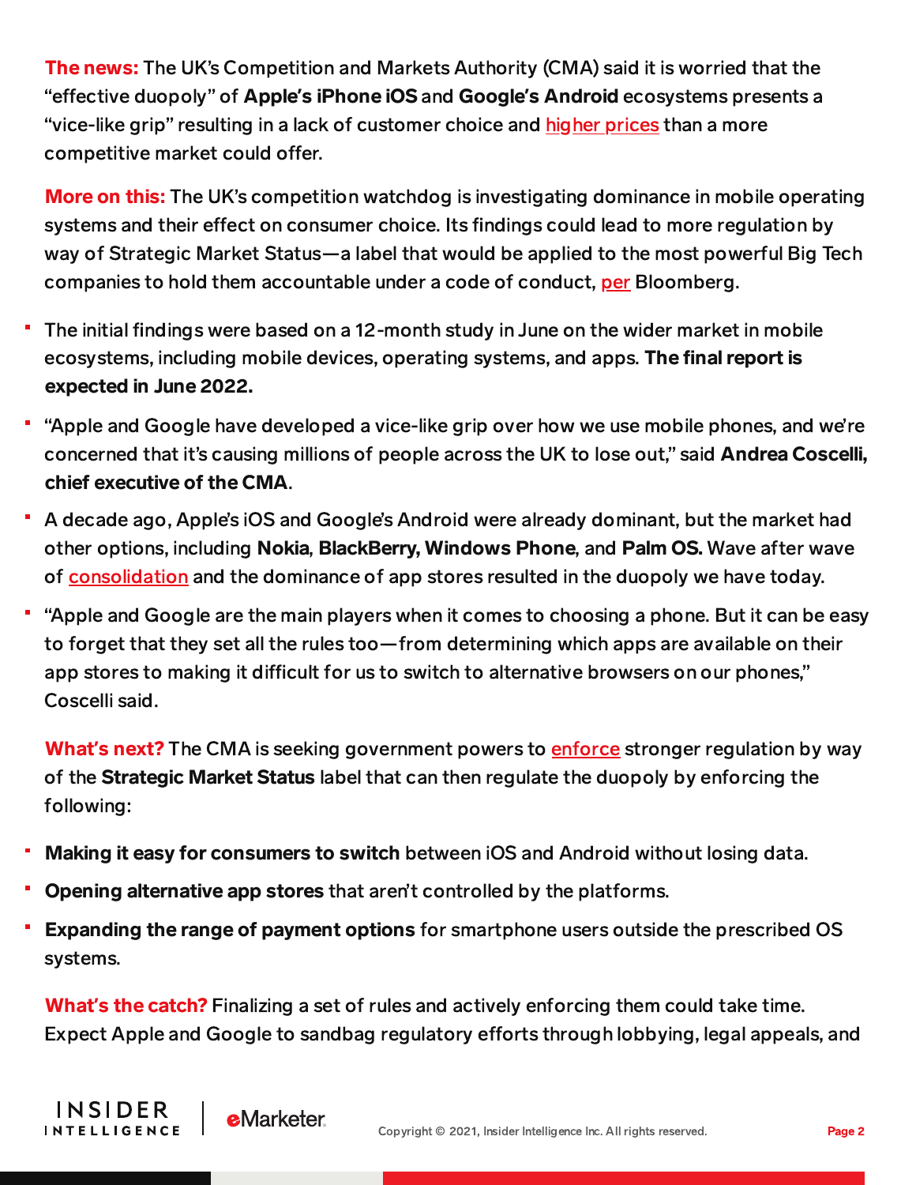**The news:** The UK's Competition and Markets Authority (CMA) said it is worried that the "effective duopoly" of **Apple's iPhone iOS** and **Google's Android** ecosystems presents a "vice-like grip" resulting in a lack of customer choice and higher prices than a more competitive market could offer.

**More on this:** The UK's competition watchdog is investigating dominance in mobile operating systems and their effect on consumer choice. Its findings could lead to more regulation by way of Strategic Market Status—a label that would be applied to the most powerful Big Tech companies to hold them accountable under a code of conduct, per Bloomberg.

- The initial findings were based on a 12-month study in June on the wider market in mobile ecosystems, including mobile devices, operating systems, and apps. **The final report is expected in June 2022.**
- "Apple and Google have developed a vice-like grip over how we use mobile phones, and we're concerned that it's causing millions of people across the UK to lose out," said **Andrea Coscelli, chief executive of the CMA**.
- A decade ago, Apple's iOS and Google's Android were already dominant, but the market had other options, including **Nokia**, **BlackBerry, Windows Phone**, and **Palm OS.** Wave after wave of consolidation and the dominance of app stores resulted in the duopoly we have today.
- "Apple and Google are the main players when it comes to choosing a phone. But it can be easy to forget that they set all the rules too—from determining which apps are available on their app stores to making it difficult for us to switch to alternative browsers on our phones," Coscelli said.

**What's next?** The CMA is seeking government powers to enforce stronger regulation by way of the **Strategic Market Status** label that can then regulate the duopoly by enforcing the following:

- **Making it easy for consumers to switch** between iOS and Android without losing data.
- **Opening alternative app stores** that aren't controlled by the platforms.
- **Expanding the range of payment options** for smartphone users outside the prescribed OS systems.

**What's the catch?** Finalizing a set of rules and actively enforcing them could take time. Expect Apple and Google to sandbag regulatory efforts through lobbying, legal appeals, and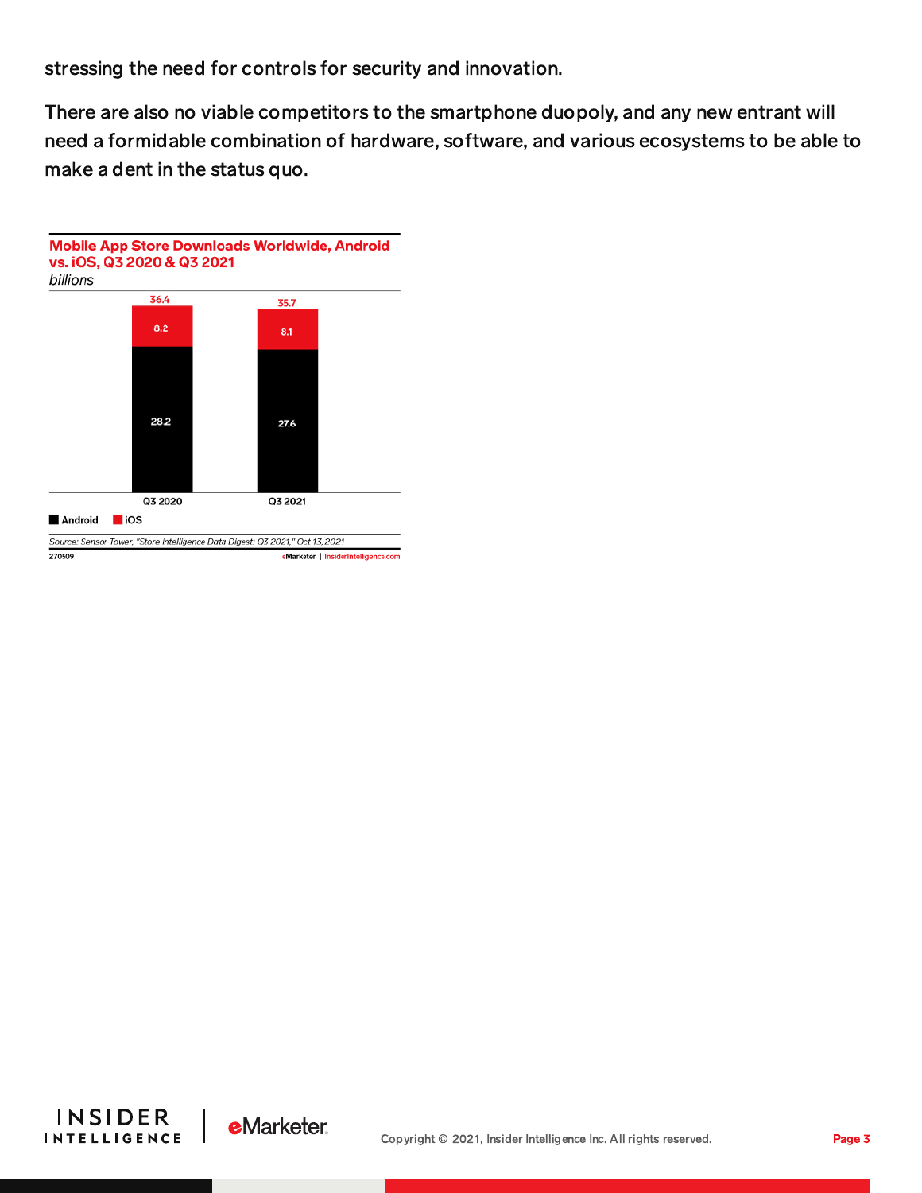stressing the need for controls for security and innovation.

There are also no viable competitors to the smartphone duopoly, and any new entrant will need a formidable combination of hardware, software, and various ecosystems to be able to make a dent in the status quo.

**Mobile App Store Downloads Worldwide, Android vs. iOS, Q3 2020 & Q3 2021**

*billions*

36.4
8.2
28.2
Q3 2020

35.7
8.1
27.6
Q3 2021

Android
iOS

*Source: Sensor Tower, "Store intelligence Data Digest: Q3 2021," Oct 13, 2021*

270509

eMarketer | InsiderIntelligence.com